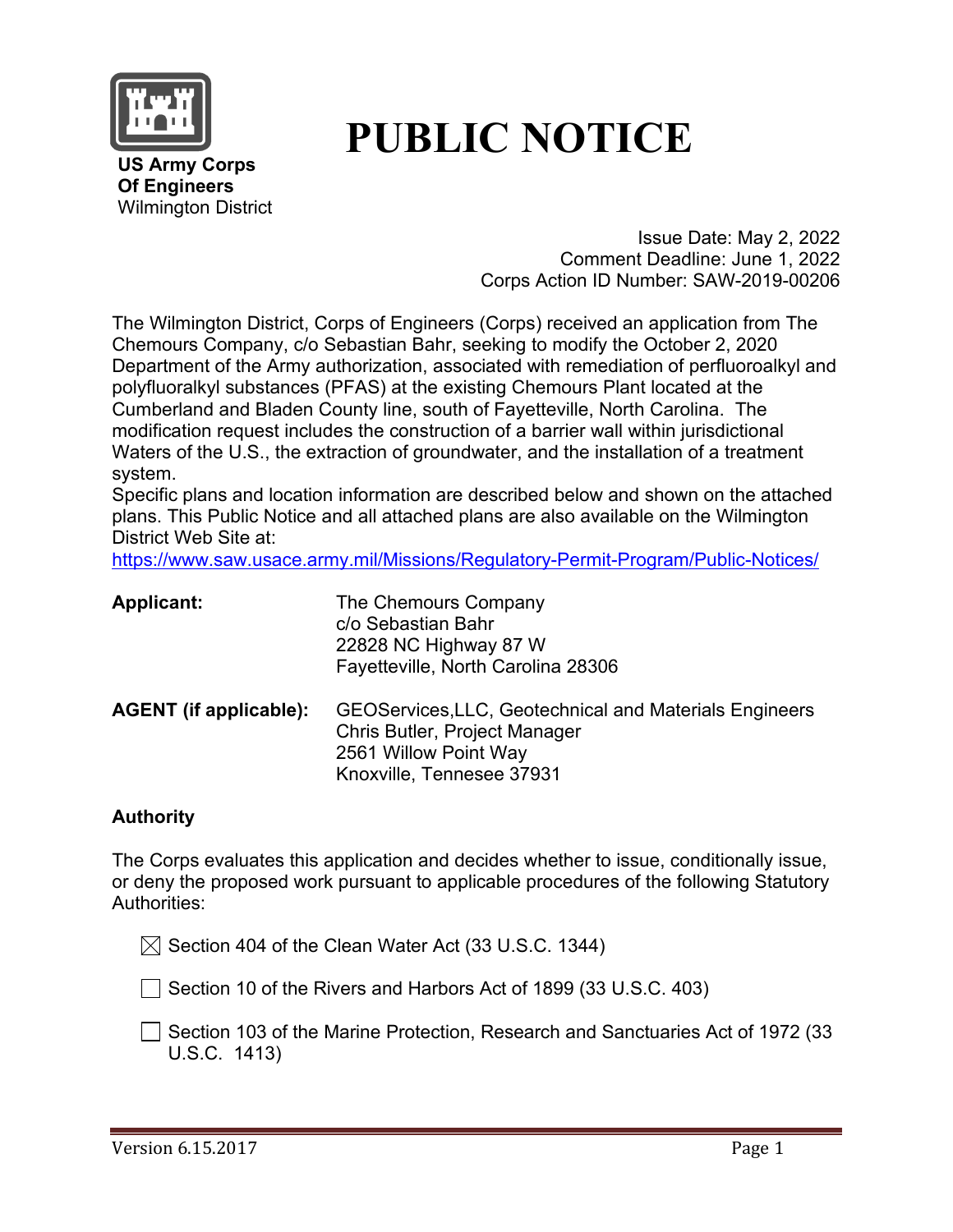**US Army Corps Of Engineers**
Wilmington District

# PUBLIC NOTICE

Issue Date: May 2, 2022
Comment Deadline: June 1, 2022
Corps Action ID Number: SAW-2019-00206

The Wilmington District, Corps of Engineers (Corps) received an application from The Chemours Company, c/o Sebastian Bahr, seeking to modify the October 2, 2020 Department of the Army authorization, associated with remediation of perfluoroalkyl and polyfluoralkyl substances (PFAS) at the existing Chemours Plant located at the Cumberland and Bladen County line, south of Fayetteville, North Carolina. The modification request includes the construction of a barrier wall within jurisdictional Waters of the U.S., the extraction of groundwater, and the installation of a treatment system.

Specific plans and location information are described below and shown on the attached plans. This Public Notice and all attached plans are also available on the Wilmington District Web Site at:
https://www.saw.usace.army.mil/Missions/Regulatory-Permit-Program/Public-Notices/

**Applicant:**
The Chemours Company
c/o Sebastian Bahr
22828 NC Highway 87 W
Fayetteville, North Carolina 28306

**AGENT (if applicable):**
GEOServices,LLC, Geotechnical and Materials Engineers
Chris Butler, Project Manager
2561 Willow Point Way
Knoxville, Tennesee 37931

**Authority**

The Corps evaluates this application and decides whether to issue, conditionally issue, or deny the proposed work pursuant to applicable procedures of the following Statutory Authorities:

- [x] Section 404 of the Clean Water Act (33 U.S.C. 1344)
- [ ] Section 10 of the Rivers and Harbors Act of 1899 (33 U.S.C. 403)
- [ ] Section 103 of the Marine Protection, Research and Sanctuaries Act of 1972 (33 U.S.C. 1413)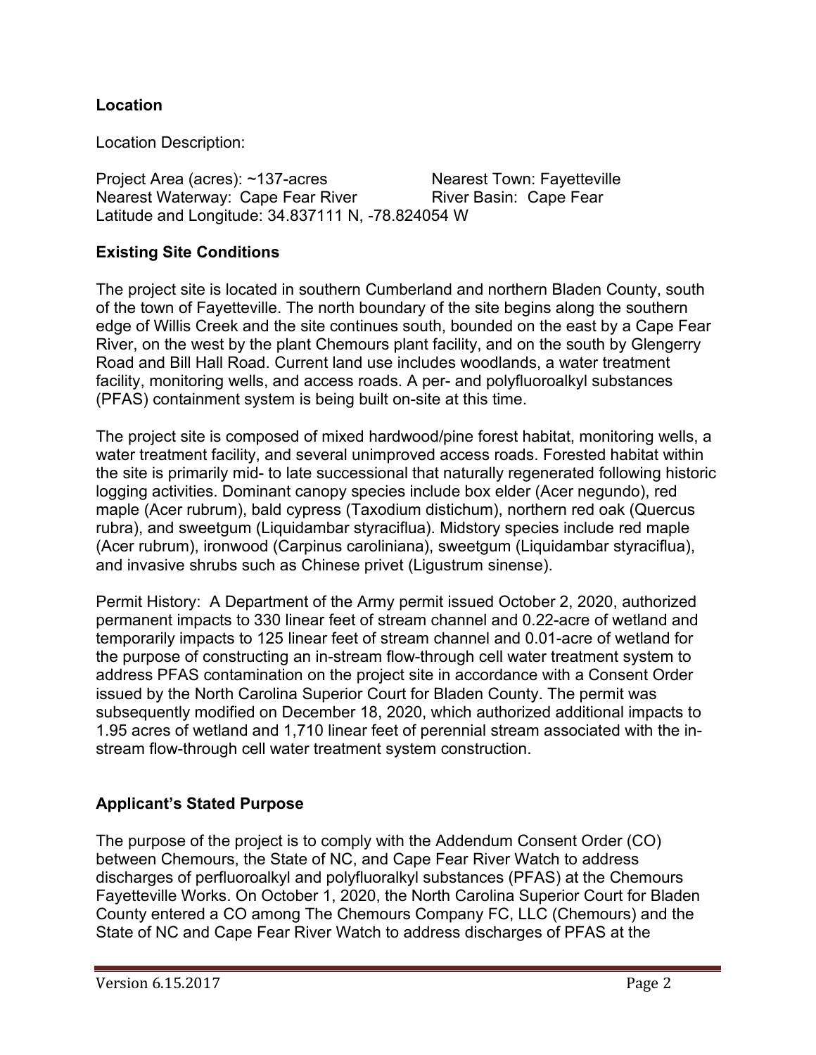**Location**

Location Description:

Project Area (acres): ~137-acres  Nearest Town: Fayetteville
Nearest Waterway: Cape Fear River  River Basin: Cape Fear
Latitude and Longitude: 34.837111 N, -78.824054 W

**Existing Site Conditions**

The project site is located in southern Cumberland and northern Bladen County, south of the town of Fayetteville. The north boundary of the site begins along the southern edge of Willis Creek and the site continues south, bounded on the east by a Cape Fear River, on the west by the plant Chemours plant facility, and on the south by Glengerry Road and Bill Hall Road. Current land use includes woodlands, a water treatment facility, monitoring wells, and access roads. A per- and polyfluoroalkyl substances (PFAS) containment system is being built on-site at this time.

The project site is composed of mixed hardwood/pine forest habitat, monitoring wells, a water treatment facility, and several unimproved access roads. Forested habitat within the site is primarily mid- to late successional that naturally regenerated following historic logging activities. Dominant canopy species include box elder (Acer negundo), red maple (Acer rubrum), bald cypress (Taxodium distichum), northern red oak (Quercus rubra), and sweetgum (Liquidambar styraciflua). Midstory species include red maple (Acer rubrum), ironwood (Carpinus caroliniana), sweetgum (Liquidambar styraciflua), and invasive shrubs such as Chinese privet (Ligustrum sinense).

Permit History: A Department of the Army permit issued October 2, 2020, authorized permanent impacts to 330 linear feet of stream channel and 0.22-acre of wetland and temporarily impacts to 125 linear feet of stream channel and 0.01-acre of wetland for the purpose of constructing an in-stream flow-through cell water treatment system to address PFAS contamination on the project site in accordance with a Consent Order issued by the North Carolina Superior Court for Bladen County. The permit was subsequently modified on December 18, 2020, which authorized additional impacts to 1.95 acres of wetland and 1,710 linear feet of perennial stream associated with the in-stream flow-through cell water treatment system construction.

**Applicant's Stated Purpose**

The purpose of the project is to comply with the Addendum Consent Order (CO) between Chemours, the State of NC, and Cape Fear River Watch to address discharges of perfluoroalkyl and polyfluoralkyl substances (PFAS) at the Chemours Fayetteville Works. On October 1, 2020, the North Carolina Superior Court for Bladen County entered a CO among The Chemours Company FC, LLC (Chemours) and the State of NC and Cape Fear River Watch to address discharges of PFAS at the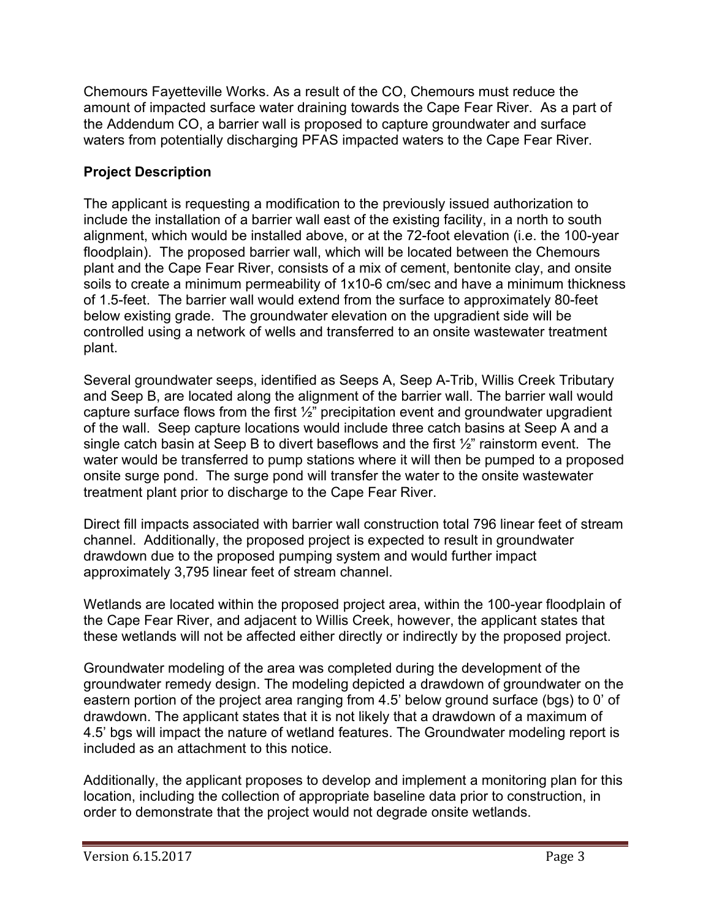Chemours Fayetteville Works. As a result of the CO, Chemours must reduce the amount of impacted surface water draining towards the Cape Fear River. As a part of the Addendum CO, a barrier wall is proposed to capture groundwater and surface waters from potentially discharging PFAS impacted waters to the Cape Fear River.

**Project Description**

The applicant is requesting a modification to the previously issued authorization to include the installation of a barrier wall east of the existing facility, in a north to south alignment, which would be installed above, or at the 72-foot elevation (i.e. the 100-year floodplain). The proposed barrier wall, which will be located between the Chemours plant and the Cape Fear River, consists of a mix of cement, bentonite clay, and onsite soils to create a minimum permeability of 1x10-6 cm/sec and have a minimum thickness of 1.5-feet. The barrier wall would extend from the surface to approximately 80-feet below existing grade. The groundwater elevation on the upgradient side will be controlled using a network of wells and transferred to an onsite wastewater treatment plant.

Several groundwater seeps, identified as Seeps A, Seep A-Trib, Willis Creek Tributary and Seep B, are located along the alignment of the barrier wall. The barrier wall would capture surface flows from the first ½" precipitation event and groundwater upgradient of the wall. Seep capture locations would include three catch basins at Seep A and a single catch basin at Seep B to divert baseflows and the first ½" rainstorm event. The water would be transferred to pump stations where it will then be pumped to a proposed onsite surge pond. The surge pond will transfer the water to the onsite wastewater treatment plant prior to discharge to the Cape Fear River.

Direct fill impacts associated with barrier wall construction total 796 linear feet of stream channel. Additionally, the proposed project is expected to result in groundwater drawdown due to the proposed pumping system and would further impact approximately 3,795 linear feet of stream channel.

Wetlands are located within the proposed project area, within the 100-year floodplain of the Cape Fear River, and adjacent to Willis Creek, however, the applicant states that these wetlands will not be affected either directly or indirectly by the proposed project.

Groundwater modeling of the area was completed during the development of the groundwater remedy design. The modeling depicted a drawdown of groundwater on the eastern portion of the project area ranging from 4.5' below ground surface (bgs) to 0' of drawdown. The applicant states that it is not likely that a drawdown of a maximum of 4.5' bgs will impact the nature of wetland features. The Groundwater modeling report is included as an attachment to this notice.

Additionally, the applicant proposes to develop and implement a monitoring plan for this location, including the collection of appropriate baseline data prior to construction, in order to demonstrate that the project would not degrade onsite wetlands.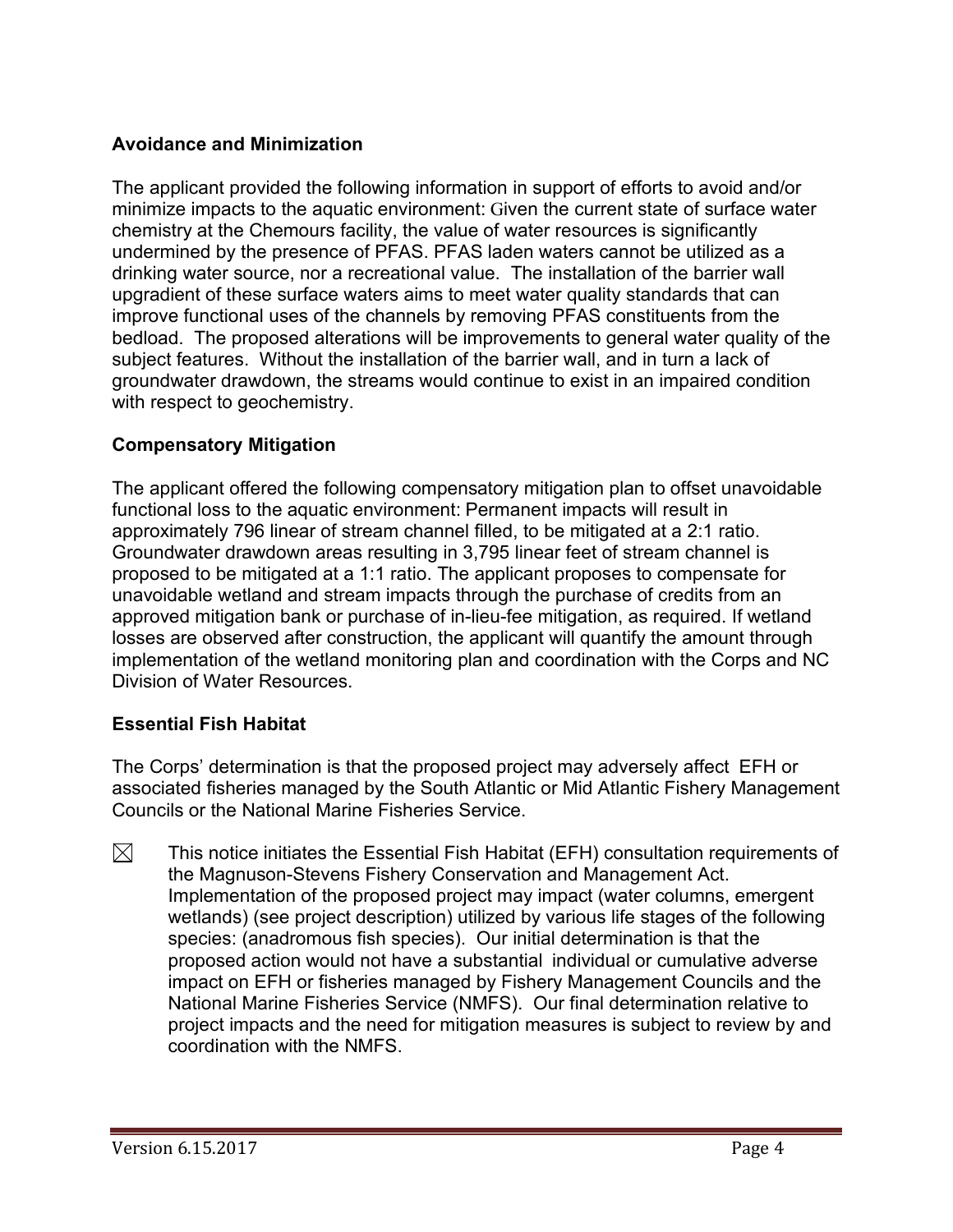**Avoidance and Minimization**

The applicant provided the following information in support of efforts to avoid and/or minimize impacts to the aquatic environment: Given the current state of surface water chemistry at the Chemours facility, the value of water resources is significantly undermined by the presence of PFAS. PFAS laden waters cannot be utilized as a drinking water source, nor a recreational value. The installation of the barrier wall upgradient of these surface waters aims to meet water quality standards that can improve functional uses of the channels by removing PFAS constituents from the bedload. The proposed alterations will be improvements to general water quality of the subject features. Without the installation of the barrier wall, and in turn a lack of groundwater drawdown, the streams would continue to exist in an impaired condition with respect to geochemistry.

**Compensatory Mitigation**

The applicant offered the following compensatory mitigation plan to offset unavoidable functional loss to the aquatic environment: Permanent impacts will result in approximately 796 linear of stream channel filled, to be mitigated at a 2:1 ratio. Groundwater drawdown areas resulting in 3,795 linear feet of stream channel is proposed to be mitigated at a 1:1 ratio. The applicant proposes to compensate for unavoidable wetland and stream impacts through the purchase of credits from an approved mitigation bank or purchase of in-lieu-fee mitigation, as required. If wetland losses are observed after construction, the applicant will quantify the amount through implementation of the wetland monitoring plan and coordination with the Corps and NC Division of Water Resources.

**Essential Fish Habitat**

The Corps' determination is that the proposed project may adversely affect EFH or associated fisheries managed by the South Atlantic or Mid Atlantic Fishery Management Councils or the National Marine Fisheries Service.

☒ This notice initiates the Essential Fish Habitat (EFH) consultation requirements of the Magnuson-Stevens Fishery Conservation and Management Act. Implementation of the proposed project may impact (water columns, emergent wetlands) (see project description) utilized by various life stages of the following species: (anadromous fish species). Our initial determination is that the proposed action would not have a substantial individual or cumulative adverse impact on EFH or fisheries managed by Fishery Management Councils and the National Marine Fisheries Service (NMFS). Our final determination relative to project impacts and the need for mitigation measures is subject to review by and coordination with the NMFS.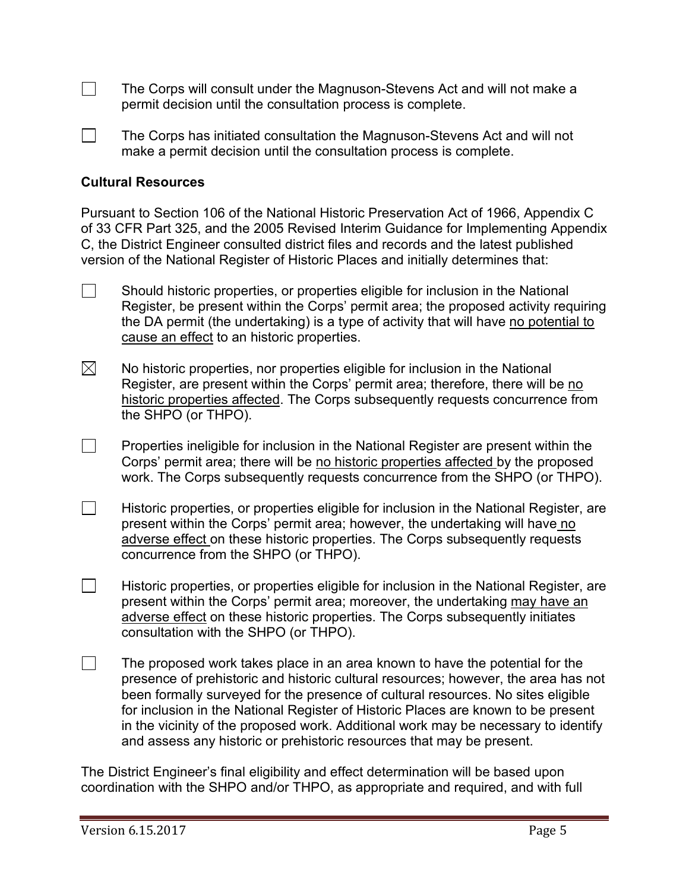☐ The Corps will consult under the Magnuson-Stevens Act and will not make a permit decision until the consultation process is complete.

☐ The Corps has initiated consultation the Magnuson-Stevens Act and will not make a permit decision until the consultation process is complete.

**Cultural Resources**

Pursuant to Section 106 of the National Historic Preservation Act of 1966, Appendix C of 33 CFR Part 325, and the 2005 Revised Interim Guidance for Implementing Appendix C, the District Engineer consulted district files and records and the latest published version of the National Register of Historic Places and initially determines that:

☐ Should historic properties, or properties eligible for inclusion in the National Register, be present within the Corps' permit area; the proposed activity requiring the DA permit (the undertaking) is a type of activity that will have <u>no potential to cause an effect</u> to an historic properties.

☒ No historic properties, nor properties eligible for inclusion in the National Register, are present within the Corps' permit area; therefore, there will be <u>no historic properties affected</u>. The Corps subsequently requests concurrence from the SHPO (or THPO).

☐ Properties ineligible for inclusion in the National Register are present within the Corps' permit area; there will be <u>no historic properties affected</u> by the proposed work. The Corps subsequently requests concurrence from the SHPO (or THPO).

☐ Historic properties, or properties eligible for inclusion in the National Register, are present within the Corps' permit area; however, the undertaking will have <u>no adverse effect</u> on these historic properties. The Corps subsequently requests concurrence from the SHPO (or THPO).

☐ Historic properties, or properties eligible for inclusion in the National Register, are present within the Corps' permit area; moreover, the undertaking <u>may have an adverse effect</u> on these historic properties. The Corps subsequently initiates consultation with the SHPO (or THPO).

☐ The proposed work takes place in an area known to have the potential for the presence of prehistoric and historic cultural resources; however, the area has not been formally surveyed for the presence of cultural resources. No sites eligible for inclusion in the National Register of Historic Places are known to be present in the vicinity of the proposed work. Additional work may be necessary to identify and assess any historic or prehistoric resources that may be present.

The District Engineer's final eligibility and effect determination will be based upon coordination with the SHPO and/or THPO, as appropriate and required, and with full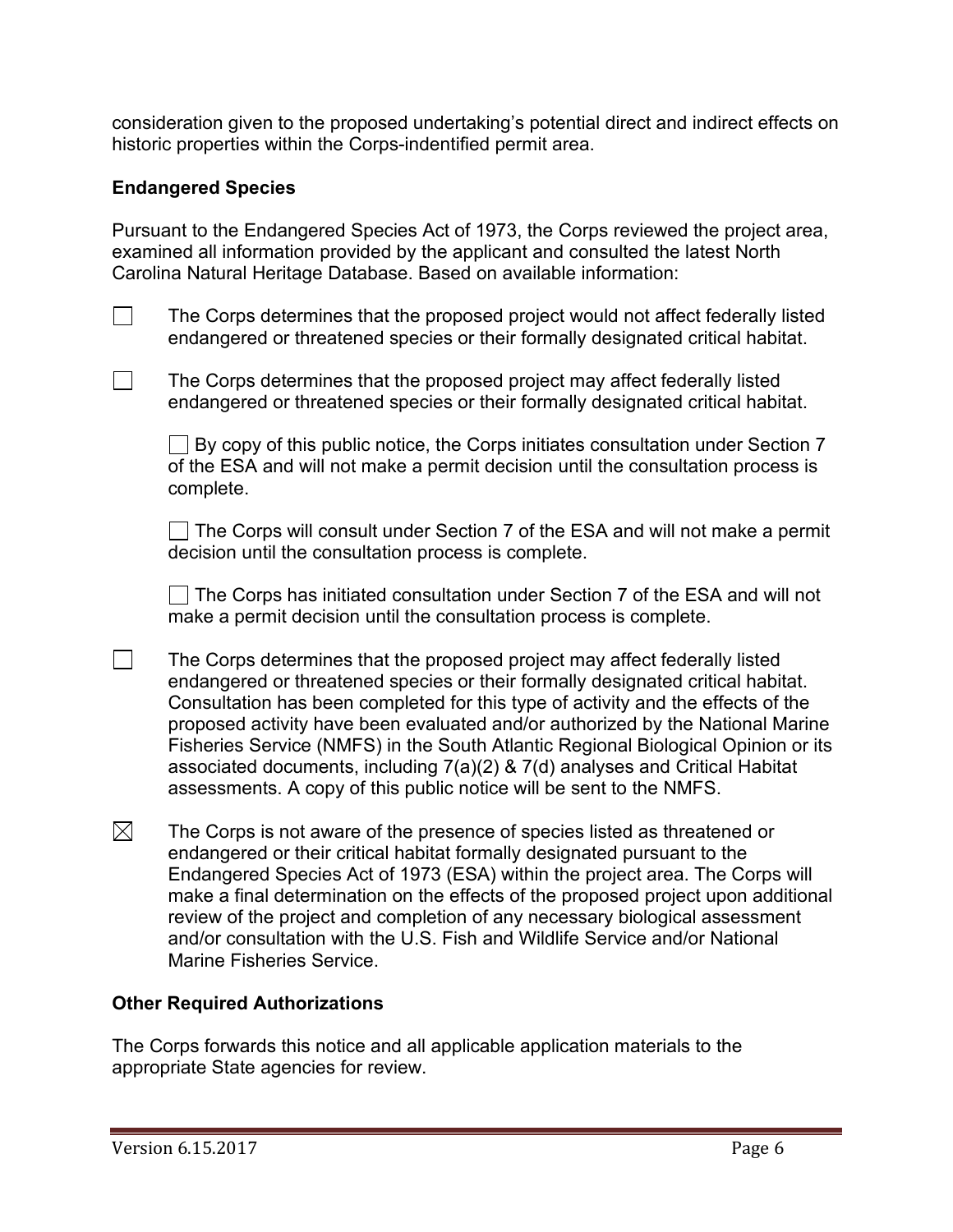consideration given to the proposed undertaking's potential direct and indirect effects on historic properties within the Corps-indentified permit area.

**Endangered Species**

Pursuant to the Endangered Species Act of 1973, the Corps reviewed the project area, examined all information provided by the applicant and consulted the latest North Carolina Natural Heritage Database. Based on available information:

☐ The Corps determines that the proposed project would not affect federally listed endangered or threatened species or their formally designated critical habitat.

☐ The Corps determines that the proposed project may affect federally listed endangered or threatened species or their formally designated critical habitat.

> ☐ By copy of this public notice, the Corps initiates consultation under Section 7 of the ESA and will not make a permit decision until the consultation process is complete.
>
> ☐ The Corps will consult under Section 7 of the ESA and will not make a permit decision until the consultation process is complete.
>
> ☐ The Corps has initiated consultation under Section 7 of the ESA and will not make a permit decision until the consultation process is complete.

☐ The Corps determines that the proposed project may affect federally listed endangered or threatened species or their formally designated critical habitat. Consultation has been completed for this type of activity and the effects of the proposed activity have been evaluated and/or authorized by the National Marine Fisheries Service (NMFS) in the South Atlantic Regional Biological Opinion or its associated documents, including 7(a)(2) & 7(d) analyses and Critical Habitat assessments. A copy of this public notice will be sent to the NMFS.

☒ The Corps is not aware of the presence of species listed as threatened or endangered or their critical habitat formally designated pursuant to the Endangered Species Act of 1973 (ESA) within the project area. The Corps will make a final determination on the effects of the proposed project upon additional review of the project and completion of any necessary biological assessment and/or consultation with the U.S. Fish and Wildlife Service and/or National Marine Fisheries Service.

**Other Required Authorizations**

The Corps forwards this notice and all applicable application materials to the appropriate State agencies for review.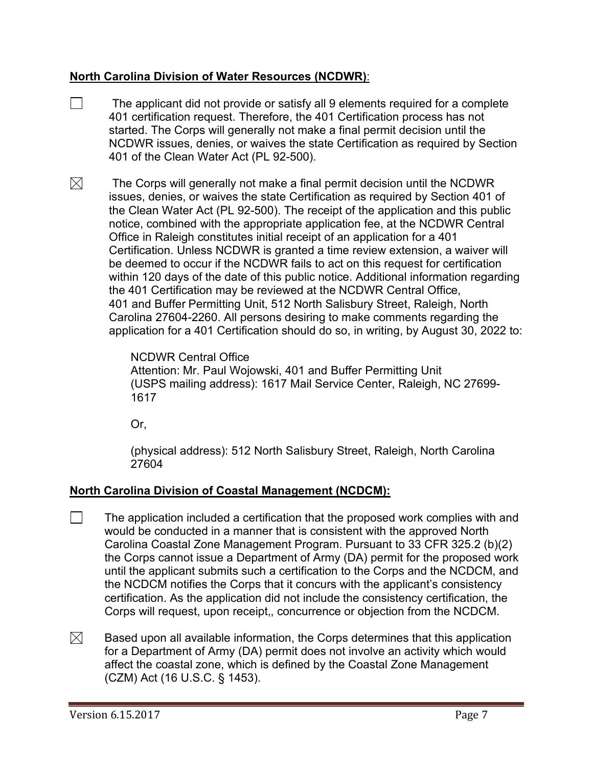**North Carolina Division of Water Resources (NCDWR)**:

☐ The applicant did not provide or satisfy all 9 elements required for a complete 401 certification request. Therefore, the 401 Certification process has not started. The Corps will generally not make a final permit decision until the NCDWR issues, denies, or waives the state Certification as required by Section 401 of the Clean Water Act (PL 92-500).

☒ The Corps will generally not make a final permit decision until the NCDWR issues, denies, or waives the state Certification as required by Section 401 of the Clean Water Act (PL 92-500). The receipt of the application and this public notice, combined with the appropriate application fee, at the NCDWR Central Office in Raleigh constitutes initial receipt of an application for a 401 Certification. Unless NCDWR is granted a time review extension, a waiver will be deemed to occur if the NCDWR fails to act on this request for certification within 120 days of the date of this public notice. Additional information regarding the 401 Certification may be reviewed at the NCDWR Central Office, 401 and Buffer Permitting Unit, 512 North Salisbury Street, Raleigh, North Carolina 27604-2260. All persons desiring to make comments regarding the application for a 401 Certification should do so, in writing, by August 30, 2022 to:

NCDWR Central Office
Attention: Mr. Paul Wojowski, 401 and Buffer Permitting Unit
(USPS mailing address): 1617 Mail Service Center, Raleigh, NC 27699-1617

Or,

(physical address): 512 North Salisbury Street, Raleigh, North Carolina 27604

**North Carolina Division of Coastal Management (NCDCM):**

☐ The application included a certification that the proposed work complies with and would be conducted in a manner that is consistent with the approved North Carolina Coastal Zone Management Program. Pursuant to 33 CFR 325.2 (b)(2) the Corps cannot issue a Department of Army (DA) permit for the proposed work until the applicant submits such a certification to the Corps and the NCDCM, and the NCDCM notifies the Corps that it concurs with the applicant's consistency certification. As the application did not include the consistency certification, the Corps will request, upon receipt,, concurrence or objection from the NCDCM.

☒ Based upon all available information, the Corps determines that this application for a Department of Army (DA) permit does not involve an activity which would affect the coastal zone, which is defined by the Coastal Zone Management (CZM) Act (16 U.S.C. § 1453).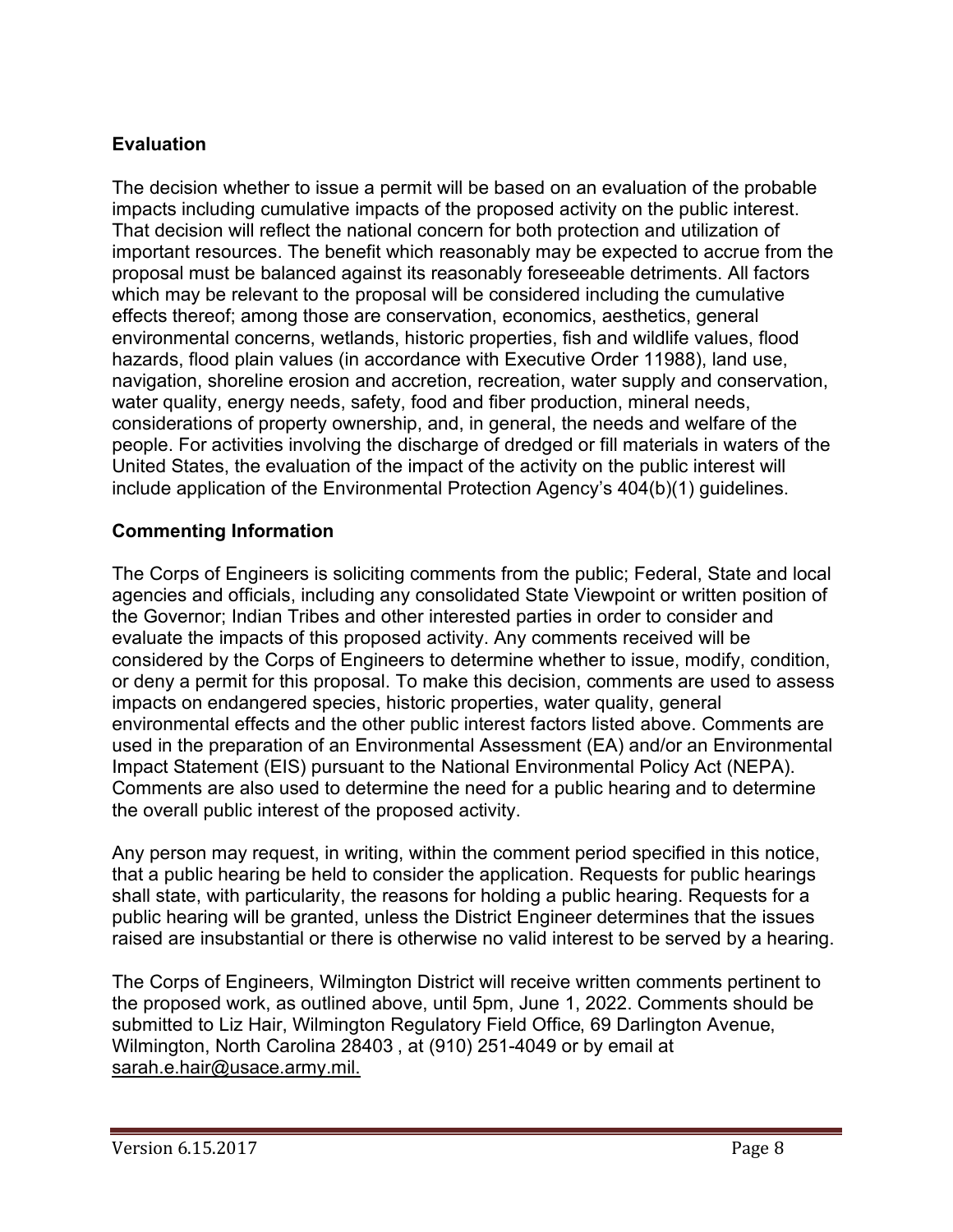## Evaluation

The decision whether to issue a permit will be based on an evaluation of the probable impacts including cumulative impacts of the proposed activity on the public interest. That decision will reflect the national concern for both protection and utilization of important resources. The benefit which reasonably may be expected to accrue from the proposal must be balanced against its reasonably foreseeable detriments. All factors which may be relevant to the proposal will be considered including the cumulative effects thereof; among those are conservation, economics, aesthetics, general environmental concerns, wetlands, historic properties, fish and wildlife values, flood hazards, flood plain values (in accordance with Executive Order 11988), land use, navigation, shoreline erosion and accretion, recreation, water supply and conservation, water quality, energy needs, safety, food and fiber production, mineral needs, considerations of property ownership, and, in general, the needs and welfare of the people. For activities involving the discharge of dredged or fill materials in waters of the United States, the evaluation of the impact of the activity on the public interest will include application of the Environmental Protection Agency's 404(b)(1) guidelines.

## Commenting Information

The Corps of Engineers is soliciting comments from the public; Federal, State and local agencies and officials, including any consolidated State Viewpoint or written position of the Governor; Indian Tribes and other interested parties in order to consider and evaluate the impacts of this proposed activity. Any comments received will be considered by the Corps of Engineers to determine whether to issue, modify, condition, or deny a permit for this proposal. To make this decision, comments are used to assess impacts on endangered species, historic properties, water quality, general environmental effects and the other public interest factors listed above. Comments are used in the preparation of an Environmental Assessment (EA) and/or an Environmental Impact Statement (EIS) pursuant to the National Environmental Policy Act (NEPA). Comments are also used to determine the need for a public hearing and to determine the overall public interest of the proposed activity.

Any person may request, in writing, within the comment period specified in this notice, that a public hearing be held to consider the application. Requests for public hearings shall state, with particularity, the reasons for holding a public hearing. Requests for a public hearing will be granted, unless the District Engineer determines that the issues raised are insubstantial or there is otherwise no valid interest to be served by a hearing.

The Corps of Engineers, Wilmington District will receive written comments pertinent to the proposed work, as outlined above, until 5pm, June 1, 2022. Comments should be submitted to Liz Hair, Wilmington Regulatory Field Office, 69 Darlington Avenue, Wilmington, North Carolina 28403 , at (910) 251-4049 or by email at sarah.e.hair@usace.army.mil.

Version 6.15.2017